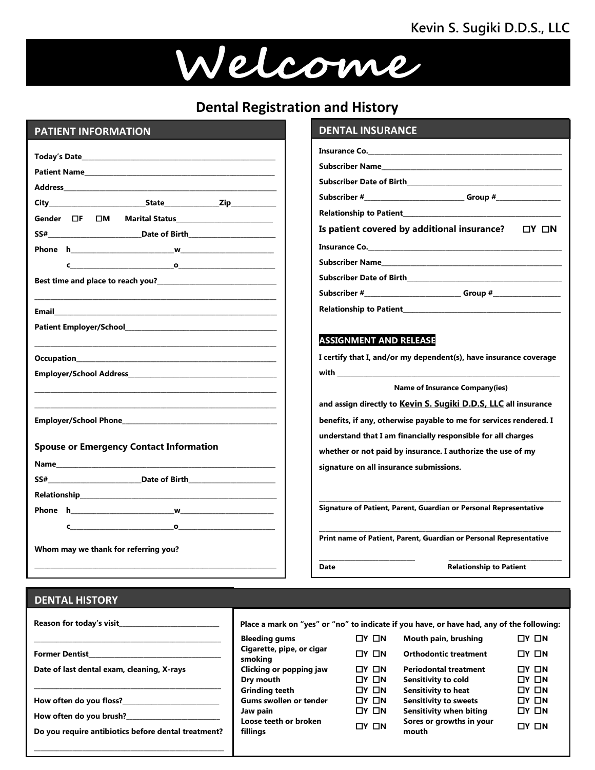Kevin S. Sugiki D.D.S., LLC

# Welcome

## Dental Registration and History

### PATIENT INFORMATION

**Today's Date**\_\_\_\_\_\_\_\_\_\_\_\_\_\_\_\_\_\_\_\_\_\_\_\_

**Patient Name**\_\_\_\_\_\_\_\_\_\_\_\_\_\_\_\_\_\_\_\_\_\_\_\_

**Address**\_\_\_\_\_\_\_\_\_\_\_\_\_\_\_\_\_\_\_\_\_\_\_\_

**City**\_\_\_\_\_\_\_\_\_\_\_\_ **State**\_\_\_\_\_\_\_\_ **Zip**\_\_\_\_\_\_\_\_

**Gender** ☐F ☐M **Marital Status**\_\_\_\_\_\_\_\_\_\_\_\_

**SS#**\_\_\_\_\_\_\_\_\_\_\_\_ **Date of Birth**\_\_\_\_\_\_\_\_\_\_\_\_

**Phone h**\_\_\_\_\_\_\_\_\_\_\_\_ **w**\_\_\_\_\_\_\_\_\_\_\_\_

**c**\_\_\_\_\_\_\_\_\_\_\_\_ **o**\_\_\_\_\_\_\_\_\_\_\_\_

**Best time and place to reach you?**\_\_\_\_\_\_\_\_\_\_\_\_

\_\_\_\_\_\_\_\_\_\_\_\_\_\_\_\_\_\_\_\_\_\_\_\_

**Email**\_\_\_\_\_\_\_\_\_\_\_\_\_\_\_\_\_\_\_\_\_\_\_\_

**Patient Employer/School**\_\_\_\_\_\_\_\_\_\_\_\_

\_\_\_\_\_\_\_\_\_\_\_\_\_\_\_\_\_\_\_\_\_\_\_\_

**Occupation**\_\_\_\_\_\_\_\_\_\_\_\_\_\_\_\_\_\_\_\_\_\_\_\_

**Employer/School Address**\_\_\_\_\_\_\_\_\_\_\_\_

\_\_\_\_\_\_\_\_\_\_\_\_\_\_\_\_\_\_\_\_\_\_\_\_

\_\_\_\_\_\_\_\_\_\_\_\_\_\_\_\_\_\_\_\_\_\_\_\_

**Employer/School Phone**\_\_\_\_\_\_\_\_\_\_\_\_

#### Spouse or Emergency Contact Information

**Name**\_\_\_\_\_\_\_\_\_\_\_\_\_\_\_\_\_\_\_\_\_\_\_\_

**SS#**\_\_\_\_\_\_\_\_\_\_\_\_ **Date of Birth**\_\_\_\_\_\_\_\_\_\_\_\_

**Relationship**\_\_\_\_\_\_\_\_\_\_\_\_\_\_\_\_\_\_\_\_\_\_\_\_

**Phone h**\_\_\_\_\_\_\_\_\_\_\_\_ **w**\_\_\_\_\_\_\_\_\_\_\_\_

**c**\_\_\_\_\_\_\_\_\_\_\_\_ **o**\_\_\_\_\_\_\_\_\_\_\_\_

**Whom may we thank for referring you?**

\_\_\_\_\_\_\_\_\_\_\_\_\_\_\_\_\_\_\_\_\_\_\_\_

### DENTAL INSURANCE

**Insurance Co.**\_\_\_\_\_\_\_\_\_\_\_\_\_\_\_\_\_\_\_\_\_\_\_\_

**Subscriber Name**\_\_\_\_\_\_\_\_\_\_\_\_\_\_\_\_\_\_\_\_\_\_\_\_

**Subscriber Date of Birth**\_\_\_\_\_\_\_\_\_\_\_\_

**Subscriber #**\_\_\_\_\_\_\_\_\_\_\_\_ **Group #**\_\_\_\_\_\_\_\_

**Relationship to Patient**\_\_\_\_\_\_\_\_\_\_\_\_

**Is patient covered by additional insurance?** ☐Y ☐N

**Insurance Co.**\_\_\_\_\_\_\_\_\_\_\_\_\_\_\_\_\_\_\_\_\_\_\_\_

**Subscriber Name**\_\_\_\_\_\_\_\_\_\_\_\_\_\_\_\_\_\_\_\_\_\_\_\_

**Subscriber Date of Birth**\_\_\_\_\_\_\_\_\_\_\_\_

**Subscriber #**\_\_\_\_\_\_\_\_\_\_\_\_ **Group #**\_\_\_\_\_\_\_\_

**Relationship to Patient**\_\_\_\_\_\_\_\_\_\_\_\_

#### ASSIGNMENT AND RELEASE

**I certify that I, and/or my dependent(s), have insurance coverage with** \_\_\_\_\_\_\_\_\_\_\_\_\_\_\_\_\_\_\_\_\_\_\_\_

**Name of Insurance Company(ies)**

**and assign directly to Kevin S. Sugiki D.D.S, LLC all insurance benefits, if any, otherwise payable to me for services rendered. I understand that I am financially responsible for all charges whether or not paid by insurance. I authorize the use of my signature on all insurance submissions.**

\_\_\_\_\_\_\_\_\_\_\_\_\_\_\_\_\_\_\_\_\_\_\_\_

**Signature of Patient, Parent, Guardian or Personal Representative**

\_\_\_\_\_\_\_\_\_\_\_\_\_\_\_\_\_\_\_\_\_\_\_\_

**Print name of Patient, Parent, Guardian or Personal Representative**

\_\_\_\_\_\_\_\_\_\_\_\_ \_\_\_\_\_\_\_\_\_\_\_\_

**Date** **Relationship to Patient**

### DENTAL HISTORY

**Reason for today's visit**\_\_\_\_\_\_\_\_\_\_\_\_

\_\_\_\_\_\_\_\_\_\_\_\_\_\_\_\_\_\_\_\_\_\_\_\_

**Former Dentist**\_\_\_\_\_\_\_\_\_\_\_\_

**Date of last dental exam, cleaning, X-rays**

\_\_\_\_\_\_\_\_\_\_\_\_\_\_\_\_\_\_\_\_\_\_\_\_

**How often do you floss?**\_\_\_\_\_\_\_\_\_\_\_\_

**How often do you brush?**\_\_\_\_\_\_\_\_\_\_\_\_

**Do you require antibiotics before dental treatment?**

\_\_\_\_\_\_\_\_\_\_\_\_\_\_\_\_\_\_\_\_\_\_\_\_

**Place a mark on "yes" or "no" to indicate if you have, or have had, any of the following:**

| | | | |
|---|---|---|---|
| Bleeding gums | ☐Y ☐N | Mouth pain, brushing | ☐Y ☐N |
| Cigarette, pipe, or cigar smoking | ☐Y ☐N | Orthodontic treatment | ☐Y ☐N |
| Clicking or popping jaw | ☐Y ☐N | Periodontal treatment | ☐Y ☐N |
| Dry mouth | ☐Y ☐N | Sensitivity to cold | ☐Y ☐N |
| Grinding teeth | ☐Y ☐N | Sensitivity to heat | ☐Y ☐N |
| Gums swollen or tender | ☐Y ☐N | Sensitivity to sweets | ☐Y ☐N |
| Jaw pain | ☐Y ☐N | Sensitivity when biting | ☐Y ☐N |
| Loose teeth or broken fillings | ☐Y ☐N | Sores or growths in your mouth | ☐Y ☐N |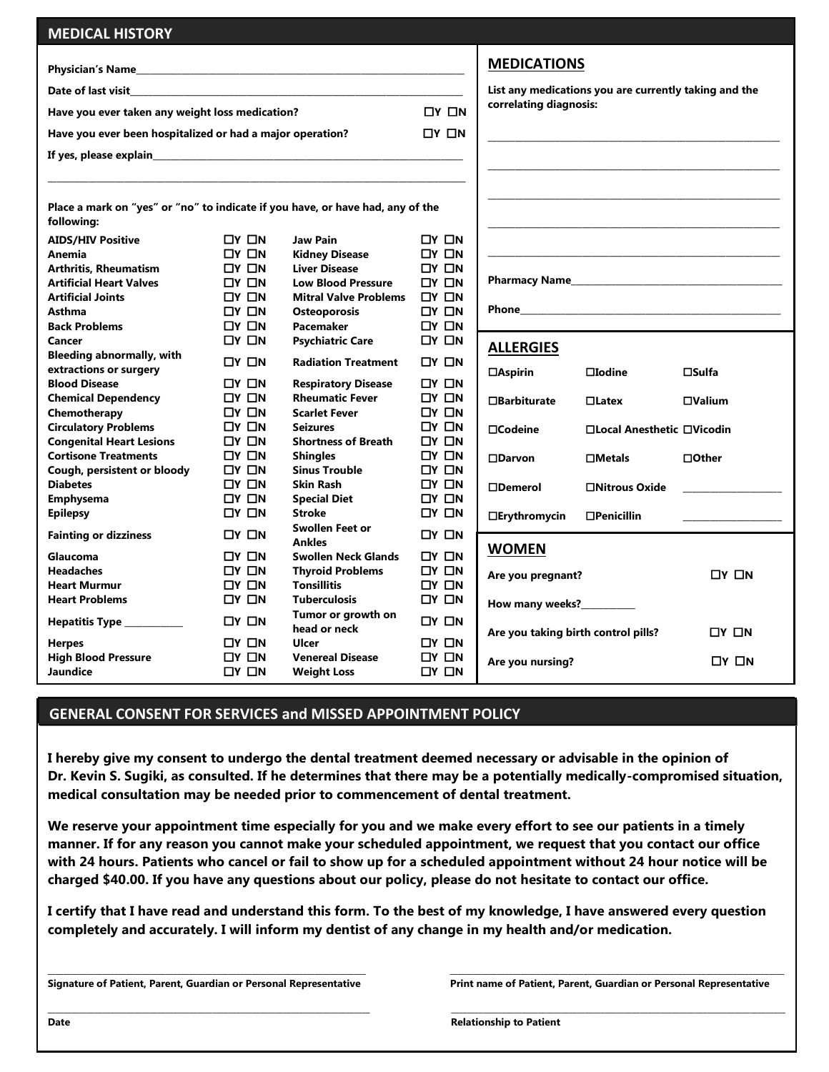## MEDICAL HISTORY

**Physician's Name**______________________________

**Date of last visit**______________________________

**Have you ever taken any weight loss medication?** ☐Y ☐N

**Have you ever been hospitalized or had a major operation?** ☐Y ☐N

**If yes, please explain**______________________________

______________________________

**Place a mark on "yes" or "no" to indicate if you have, or have had, any of the following:**

| Condition | Y/N | Condition | Y/N |
|---|---|---|---|
| AIDS/HIV Positive | ☐Y ☐N | Jaw Pain | ☐Y ☐N |
| Anemia | ☐Y ☐N | Kidney Disease | ☐Y ☐N |
| Arthritis, Rheumatism | ☐Y ☐N | Liver Disease | ☐Y ☐N |
| Artificial Heart Valves | ☐Y ☐N | Low Blood Pressure | ☐Y ☐N |
| Artificial Joints | ☐Y ☐N | Mitral Valve Problems | ☐Y ☐N |
| Asthma | ☐Y ☐N | Osteoporosis | ☐Y ☐N |
| Back Problems | ☐Y ☐N | Pacemaker | ☐Y ☐N |
| Cancer | ☐Y ☐N | Psychiatric Care | ☐Y ☐N |
| Bleeding abnormally, with extractions or surgery | ☐Y ☐N | Radiation Treatment | ☐Y ☐N |
| Blood Disease | ☐Y ☐N | Respiratory Disease | ☐Y ☐N |
| Chemical Dependency | ☐Y ☐N | Rheumatic Fever | ☐Y ☐N |
| Chemotherapy | ☐Y ☐N | Scarlet Fever | ☐Y ☐N |
| Circulatory Problems | ☐Y ☐N | Seizures | ☐Y ☐N |
| Congenital Heart Lesions | ☐Y ☐N | Shortness of Breath | ☐Y ☐N |
| Cortisone Treatments | ☐Y ☐N | Shingles | ☐Y ☐N |
| Cough, persistent or bloody | ☐Y ☐N | Sinus Trouble | ☐Y ☐N |
| Diabetes | ☐Y ☐N | Skin Rash | ☐Y ☐N |
| Emphysema | ☐Y ☐N | Special Diet | ☐Y ☐N |
| Epilepsy | ☐Y ☐N | Stroke | ☐Y ☐N |
| Fainting or dizziness | ☐Y ☐N | Swollen Feet or Ankles | ☐Y ☐N |
| Glaucoma | ☐Y ☐N | Swollen Neck Glands | ☐Y ☐N |
| Headaches | ☐Y ☐N | Thyroid Problems | ☐Y ☐N |
| Heart Murmur | ☐Y ☐N | Tonsillitis | ☐Y ☐N |
| Heart Problems | ☐Y ☐N | Tuberculosis | ☐Y ☐N |
| Hepatitis Type ________ | ☐Y ☐N | Tumor or growth on head or neck | ☐Y ☐N |
| Herpes | ☐Y ☐N | Ulcer | ☐Y ☐N |
| High Blood Pressure | ☐Y ☐N | Venereal Disease | ☐Y ☐N |
| Jaundice | ☐Y ☐N | Weight Loss | ☐Y ☐N |

## MEDICATIONS

**List any medications you are currently taking and the correlating diagnosis:**

______________________________

______________________________

______________________________

______________________________

______________________________

**Pharmacy Name**______________________________

**Phone**______________________________

## ALLERGIES

| | | |
|---|---|---|
| ☐Aspirin | ☐Iodine | ☐Sulfa |
| ☐Barbiturate | ☐Latex | ☐Valium |
| ☐Codeine | ☐Local Anesthetic | ☐Vicodin |
| ☐Darvon | ☐Metals | ☐Other |
| ☐Demerol | ☐Nitrous Oxide | ________ |
| ☐Erythromycin | ☐Penicillin | ________ |

## WOMEN

**Are you pregnant?** ☐Y ☐N

**How many weeks?**________

**Are you taking birth control pills?** ☐Y ☐N

**Are you nursing?** ☐Y ☐N

## GENERAL CONSENT FOR SERVICES and MISSED APPOINTMENT POLICY

**I hereby give my consent to undergo the dental treatment deemed necessary or advisable in the opinion of Dr. Kevin S. Sugiki, as consulted. If he determines that there may be a potentially medically-compromised situation, medical consultation may be needed prior to commencement of dental treatment.**

**We reserve your appointment time especially for you and we make every effort to see our patients in a timely manner. If for any reason you cannot make your scheduled appointment, we request that you contact our office with 24 hours. Patients who cancel or fail to show up for a scheduled appointment without 24 hour notice will be charged $40.00. If you have any questions about our policy, please do not hesitate to contact our office.**

**I certify that I have read and understand this form. To the best of my knowledge, I have answered every question completely and accurately. I will inform my dentist of any change in my health and/or medication.**

______________________________
**Signature of Patient, Parent, Guardian or Personal Representative**

______________________________
**Print name of Patient, Parent, Guardian or Personal Representative**

______________________________
**Date**

______________________________
**Relationship to Patient**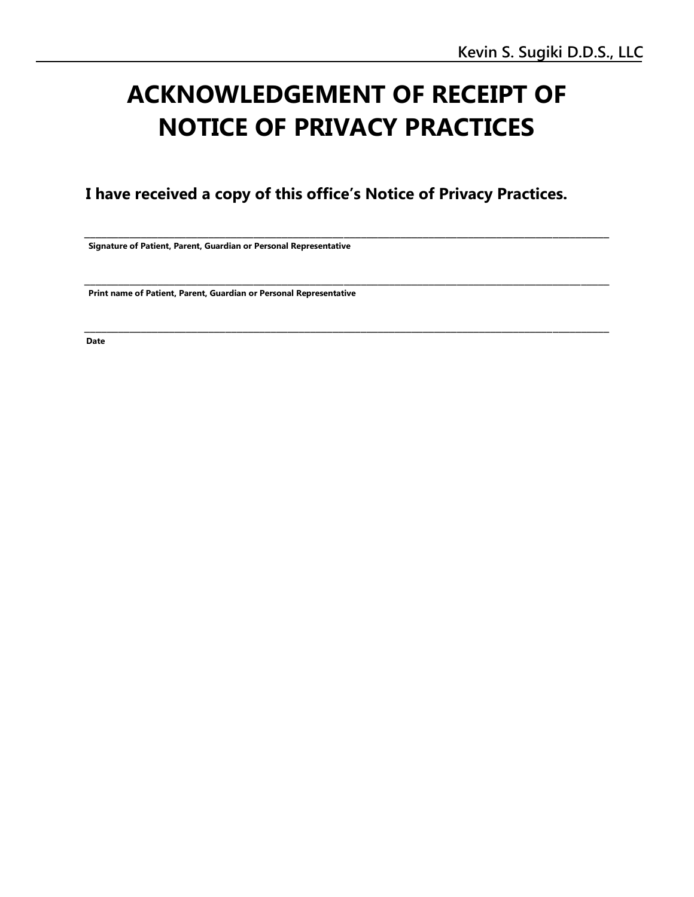Kevin S. Sugiki D.D.S., LLC

# ACKNOWLEDGEMENT OF RECEIPT OF NOTICE OF PRIVACY PRACTICES

**I have received a copy of this office's Notice of Privacy Practices.**

\_\_\_\_\_\_\_\_\_\_\_\_\_\_\_\_\_\_\_\_\_\_\_\_\_\_\_\_\_\_\_\_\_\_\_\_\_\_\_\_\_\_\_\_\_\_\_\_\_\_\_\_\_\_\_\_\_\_\_\_

**Signature of Patient, Parent, Guardian or Personal Representative**

\_\_\_\_\_\_\_\_\_\_\_\_\_\_\_\_\_\_\_\_\_\_\_\_\_\_\_\_\_\_\_\_\_\_\_\_\_\_\_\_\_\_\_\_\_\_\_\_\_\_\_\_\_\_\_\_\_\_\_\_

**Print name of Patient, Parent, Guardian or Personal Representative**

\_\_\_\_\_\_\_\_\_\_\_\_\_\_\_\_\_\_\_\_\_\_\_\_\_\_\_\_\_\_\_\_\_\_\_\_\_\_\_\_\_\_\_\_\_\_\_\_\_\_\_\_\_\_\_\_\_\_\_\_

**Date**